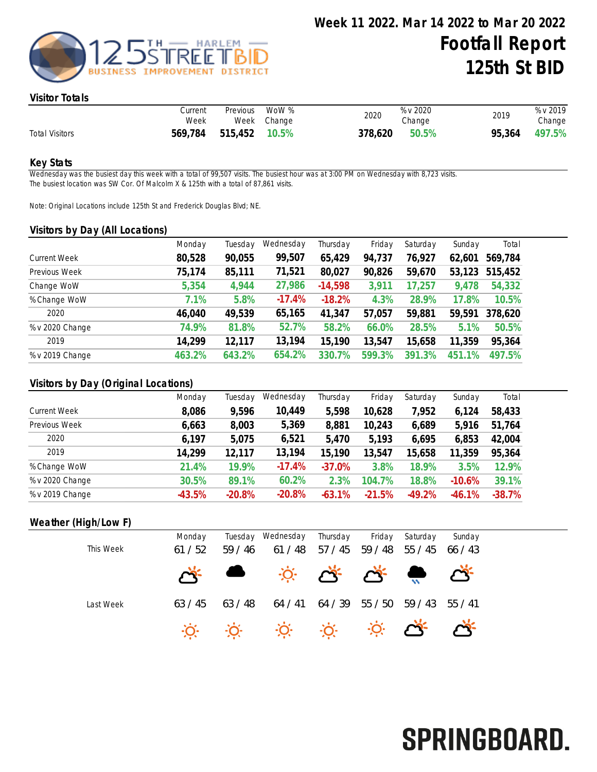# Week 11 2022. Mar 14 2022 to Mar 20 2022

# Footfall Report

# 125th St BID

## Visitor Totals

| | Current Week | Previous Week | WoW % Change | 2020 | % v 2020 Change | 2019 | % v 2019 Change |
|---|---|---|---|---|---|---|---|
| Total Visitors | 569,784 | 515,452 | 10.5% | 378,620 | 50.5% | 95,364 | 497.5% |

## Key Stats

Wednesday was the busiest day this week with a total of 99,507 visits. The busiest hour was at 3:00 PM on Wednesday with 8,723 visits.
The busiest location was SW Cor. Of Malcolm X & 125th with a total of 87,861 visits.

Note: Original Locations include 125th St and Frederick Douglas Blvd; NE.

## Visitors by Day (All Locations)

| | Monday | Tuesday | Wednesday | Thursday | Friday | Saturday | Sunday | Total |
|---|---|---|---|---|---|---|---|---|
| Current Week | 80,528 | 90,055 | 99,507 | 65,429 | 94,737 | 76,927 | 62,601 | 569,784 |
| Previous Week | 75,174 | 85,111 | 71,521 | 80,027 | 90,826 | 59,670 | 53,123 | 515,452 |
| Change WoW | 5,354 | 4,944 | 27,986 | -14,598 | 3,911 | 17,257 | 9,478 | 54,332 |
| % Change WoW | 7.1% | 5.8% | -17.4% | -18.2% | 4.3% | 28.9% | 17.8% | 10.5% |
| 2020 | 46,040 | 49,539 | 65,165 | 41,347 | 57,057 | 59,881 | 59,591 | 378,620 |
| % v 2020 Change | 74.9% | 81.8% | 52.7% | 58.2% | 66.0% | 28.5% | 5.1% | 50.5% |
| 2019 | 14,299 | 12,117 | 13,194 | 15,190 | 13,547 | 15,658 | 11,359 | 95,364 |
| % v 2019 Change | 463.2% | 643.2% | 654.2% | 330.7% | 599.3% | 391.3% | 451.1% | 497.5% |

## Visitors by Day (Original Locations)

| | Monday | Tuesday | Wednesday | Thursday | Friday | Saturday | Sunday | Total |
|---|---|---|---|---|---|---|---|---|
| Current Week | 8,086 | 9,596 | 10,449 | 5,598 | 10,628 | 7,952 | 6,124 | 58,433 |
| Previous Week | 6,663 | 8,003 | 5,369 | 8,881 | 10,243 | 6,689 | 5,916 | 51,764 |
| 2020 | 6,197 | 5,075 | 6,521 | 5,470 | 5,193 | 6,695 | 6,853 | 42,004 |
| 2019 | 14,299 | 12,117 | 13,194 | 15,190 | 13,547 | 15,658 | 11,359 | 95,364 |
| % Change WoW | 21.4% | 19.9% | -17.4% | -37.0% | 3.8% | 18.9% | 3.5% | 12.9% |
| % v 2020 Change | 30.5% | 89.1% | 60.2% | 2.3% | 104.7% | 18.8% | -10.6% | 39.1% |
| % v 2019 Change | -43.5% | -20.8% | -20.8% | -63.1% | -21.5% | -49.2% | -46.1% | -38.7% |

## Weather (High/Low F)

| | Monday | Tuesday | Wednesday | Thursday | Friday | Saturday | Sunday |
|---|---|---|---|---|---|---|---|
| This Week | 61 / 52 | 59 / 46 | 61 / 48 | 57 / 45 | 59 / 48 | 55 / 45 | 66 / 43 |
| Last Week | 63 / 45 | 63 / 48 | 64 / 41 | 64 / 39 | 55 / 50 | 59 / 43 | 55 / 41 |

SPRINGBOARD.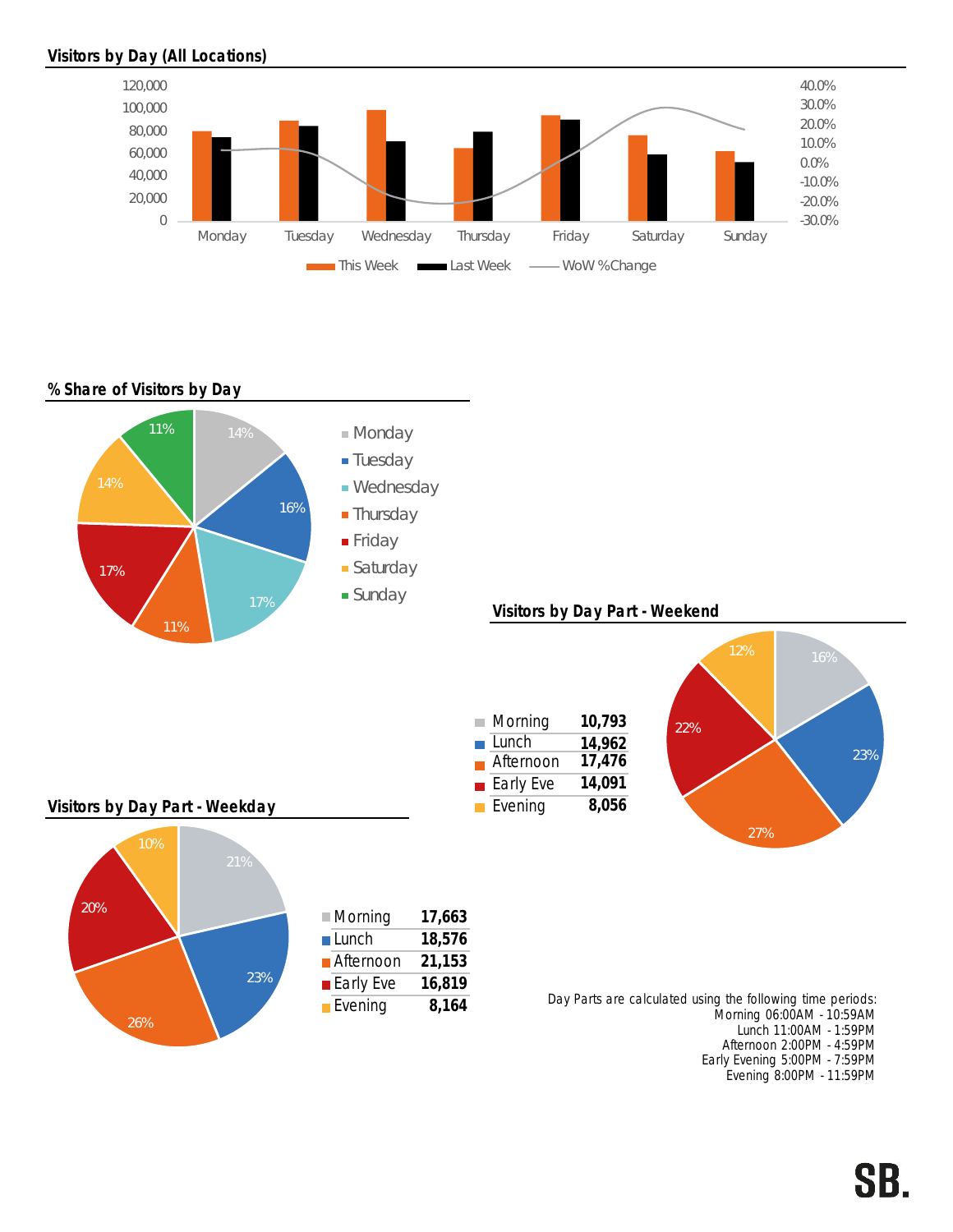## Visitors by Day (All Locations)

## % Share of Visitors by Day

| Day | Share |
|---|---|
| Monday | 14% |
| Tuesday | 16% |
| Wednesday | 17% |
| Thursday | 11% |
| Friday | 17% |
| Saturday | 14% |
| Sunday | 11% |

## Visitors by Day Part - Weekend

| Day Part | Visitors |
|---|---|
| Morning | 10,793 |
| Lunch | 14,962 |
| Afternoon | 17,476 |
| Early Eve | 14,091 |
| Evening | 8,056 |

## Visitors by Day Part - Weekday

| Day Part | Visitors |
|---|---|
| Morning | 17,663 |
| Lunch | 18,576 |
| Afternoon | 21,153 |
| Early Eve | 16,819 |
| Evening | 8,164 |

Day Parts are calculated using the following time periods:
Morning 06:00AM - 10:59AM
Lunch 11:00AM - 1:59PM
Afternoon 2:00PM - 4:59PM
Early Evening 5:00PM - 7:59PM
Evening 8:00PM - 11:59PM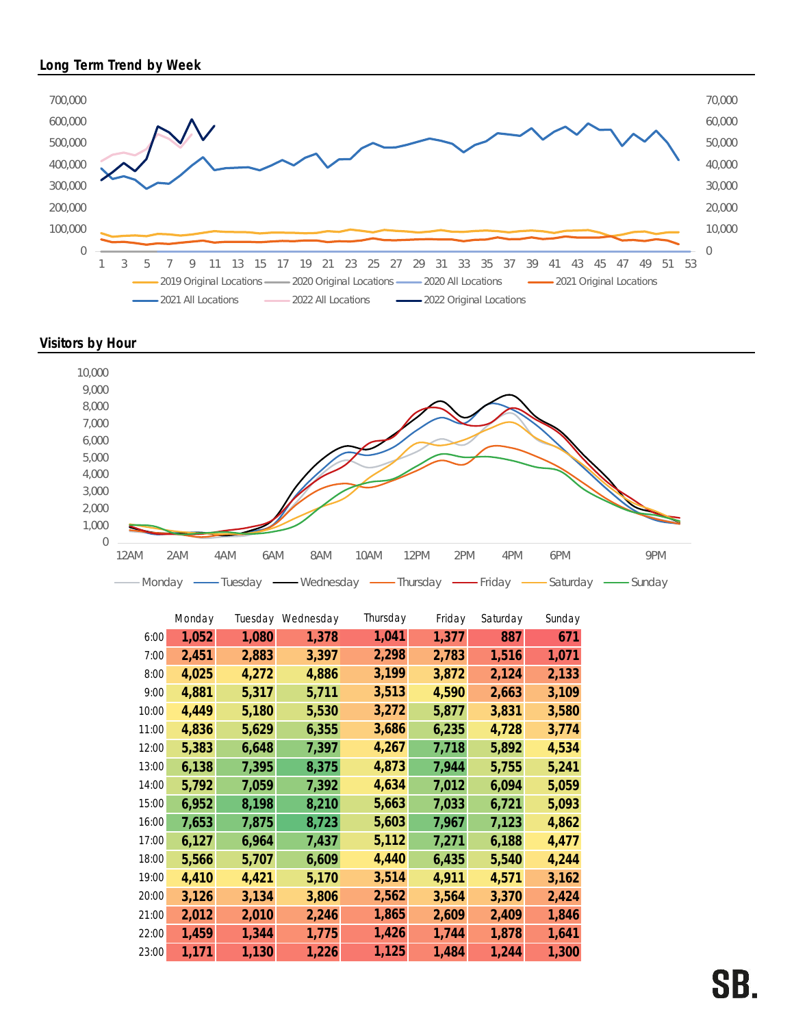## Long Term Trend by Week

## Visitors by Hour

| | Monday | Tuesday | Wednesday | Thursday | Friday | Saturday | Sunday |
|---|---|---|---|---|---|---|---|
| 6:00 | 1,052 | 1,080 | 1,378 | 1,041 | 1,377 | 887 | 671 |
| 7:00 | 2,451 | 2,883 | 3,397 | 2,298 | 2,783 | 1,516 | 1,071 |
| 8:00 | 4,025 | 4,272 | 4,886 | 3,199 | 3,872 | 2,124 | 2,133 |
| 9:00 | 4,881 | 5,317 | 5,711 | 3,513 | 4,590 | 2,663 | 3,109 |
| 10:00 | 4,449 | 5,180 | 5,530 | 3,272 | 5,877 | 3,831 | 3,580 |
| 11:00 | 4,836 | 5,629 | 6,355 | 3,686 | 6,235 | 4,728 | 3,774 |
| 12:00 | 5,383 | 6,648 | 7,397 | 4,267 | 7,718 | 5,892 | 4,534 |
| 13:00 | 6,138 | 7,395 | 8,375 | 4,873 | 7,944 | 5,755 | 5,241 |
| 14:00 | 5,792 | 7,059 | 7,392 | 4,634 | 7,012 | 6,094 | 5,059 |
| 15:00 | 6,952 | 8,198 | 8,210 | 5,663 | 7,033 | 6,721 | 5,093 |
| 16:00 | 7,653 | 7,875 | 8,723 | 5,603 | 7,967 | 7,123 | 4,862 |
| 17:00 | 6,127 | 6,964 | 7,437 | 5,112 | 7,271 | 6,188 | 4,477 |
| 18:00 | 5,566 | 5,707 | 6,609 | 4,440 | 6,435 | 5,540 | 4,244 |
| 19:00 | 4,410 | 4,421 | 5,170 | 3,514 | 4,911 | 4,571 | 3,162 |
| 20:00 | 3,126 | 3,134 | 3,806 | 2,562 | 3,564 | 3,370 | 2,424 |
| 21:00 | 2,012 | 2,010 | 2,246 | 1,865 | 2,609 | 2,409 | 1,846 |
| 22:00 | 1,459 | 1,344 | 1,775 | 1,426 | 1,744 | 1,878 | 1,641 |
| 23:00 | 1,171 | 1,130 | 1,226 | 1,125 | 1,484 | 1,244 | 1,300 |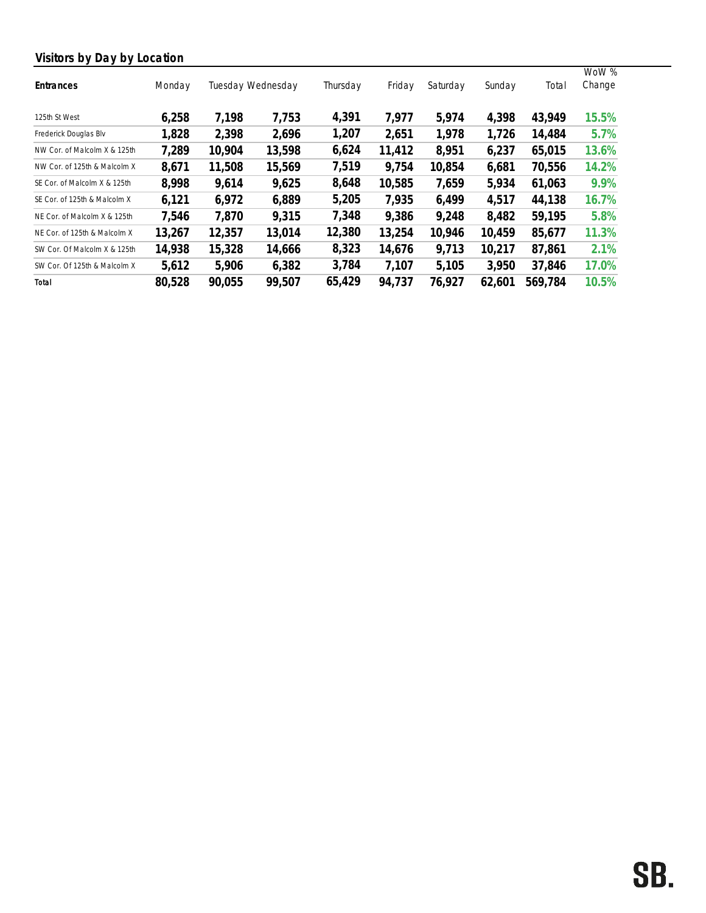## Visitors by Day by Location

| Entrances | Monday | Tuesday | Wednesday | Thursday | Friday | Saturday | Sunday | Total | WoW % Change |
|---|---|---|---|---|---|---|---|---|---|
| 125th St West | 6,258 | 7,198 | 7,753 | 4,391 | 7,977 | 5,974 | 4,398 | 43,949 | 15.5% |
| Frederick Douglas Blv | 1,828 | 2,398 | 2,696 | 1,207 | 2,651 | 1,978 | 1,726 | 14,484 | 5.7% |
| NW Cor. of Malcolm X & 125th | 7,289 | 10,904 | 13,598 | 6,624 | 11,412 | 8,951 | 6,237 | 65,015 | 13.6% |
| NW Cor. of 125th & Malcolm X | 8,671 | 11,508 | 15,569 | 7,519 | 9,754 | 10,854 | 6,681 | 70,556 | 14.2% |
| SE Cor. of Malcolm X & 125th | 8,998 | 9,614 | 9,625 | 8,648 | 10,585 | 7,659 | 5,934 | 61,063 | 9.9% |
| SE Cor. of 125th & Malcolm X | 6,121 | 6,972 | 6,889 | 5,205 | 7,935 | 6,499 | 4,517 | 44,138 | 16.7% |
| NE Cor. of Malcolm X & 125th | 7,546 | 7,870 | 9,315 | 7,348 | 9,386 | 9,248 | 8,482 | 59,195 | 5.8% |
| NE Cor. of 125th & Malcolm X | 13,267 | 12,357 | 13,014 | 12,380 | 13,254 | 10,946 | 10,459 | 85,677 | 11.3% |
| SW Cor. Of Malcolm X & 125th | 14,938 | 15,328 | 14,666 | 8,323 | 14,676 | 9,713 | 10,217 | 87,861 | 2.1% |
| SW Cor. Of 125th & Malcolm X | 5,612 | 5,906 | 6,382 | 3,784 | 7,107 | 5,105 | 3,950 | 37,846 | 17.0% |
| Total | 80,528 | 90,055 | 99,507 | 65,429 | 94,737 | 76,927 | 62,601 | 569,784 | 10.5% |

SB.